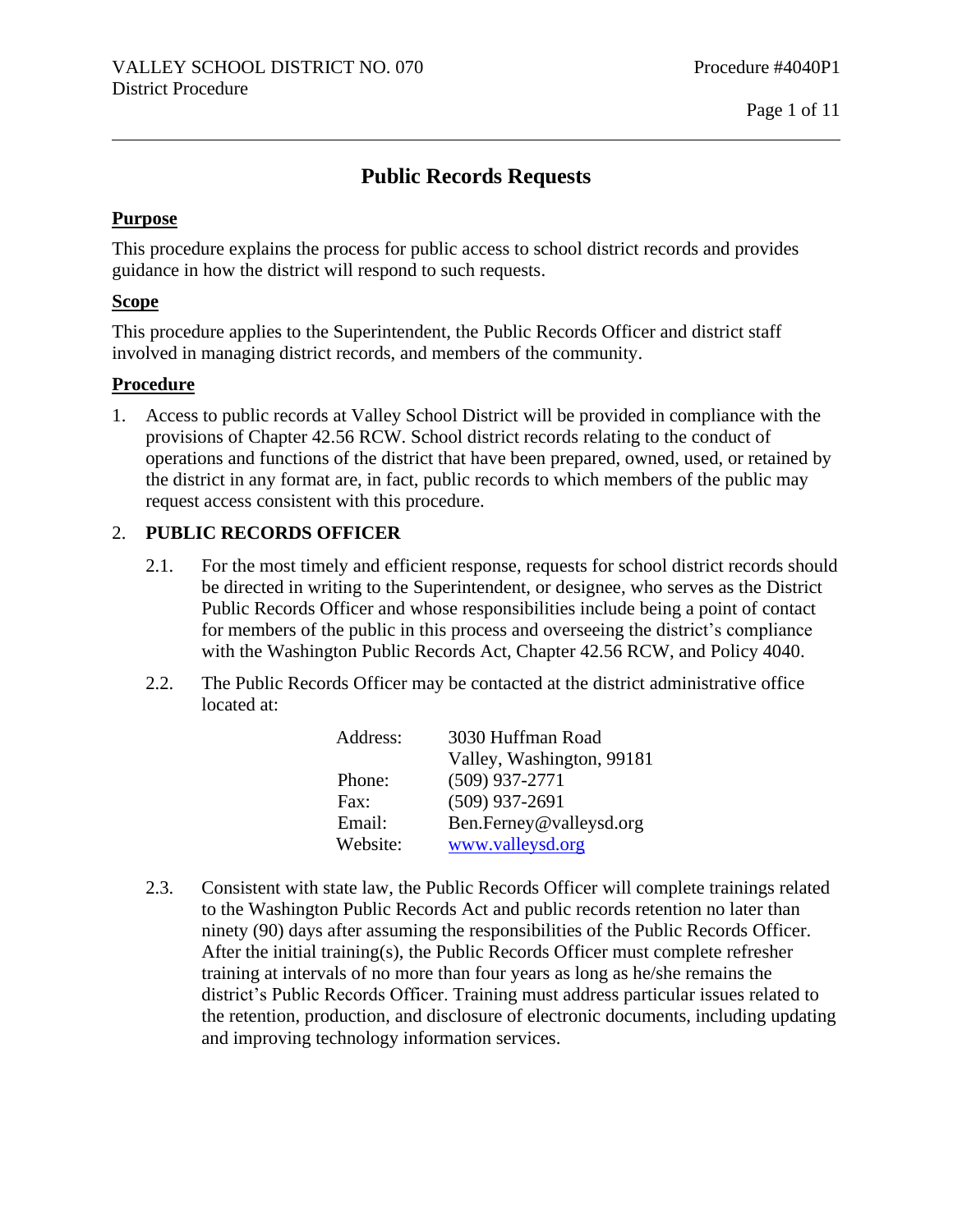VALLEY SCHOOL DISTRICT NO. 070
District Procedure

Procedure #4040P1

# Public Records Requests

## Purpose

This procedure explains the process for public access to school district records and provides guidance in how the district will respond to such requests.

## Scope

This procedure applies to the Superintendent, the Public Records Officer and district staff involved in managing district records, and members of the community.

## Procedure

1. Access to public records at Valley School District will be provided in compliance with the provisions of Chapter 42.56 RCW. School district records relating to the conduct of operations and functions of the district that have been prepared, owned, used, or retained by the district in any format are, in fact, public records to which members of the public may request access consistent with this procedure.

2. **PUBLIC RECORDS OFFICER**

   2.1. For the most timely and efficient response, requests for school district records should be directed in writing to the Superintendent, or designee, who serves as the District Public Records Officer and whose responsibilities include being a point of contact for members of the public in this process and overseeing the district's compliance with the Washington Public Records Act, Chapter 42.56 RCW, and Policy 4040.

   2.2. The Public Records Officer may be contacted at the district administrative office located at:

   | | |
   |---|---|
   | Address: | 3030 Huffman Road<br>Valley, Washington, 99181 |
   | Phone: | (509) 937-2771 |
   | Fax: | (509) 937-2691 |
   | Email: | Ben.Ferney@valleysd.org |
   | Website: | www.valleysd.org |

   2.3. Consistent with state law, the Public Records Officer will complete trainings related to the Washington Public Records Act and public records retention no later than ninety (90) days after assuming the responsibilities of the Public Records Officer. After the initial training(s), the Public Records Officer must complete refresher training at intervals of no more than four years as long as he/she remains the district's Public Records Officer. Training must address particular issues related to the retention, production, and disclosure of electronic documents, including updating and improving technology information services.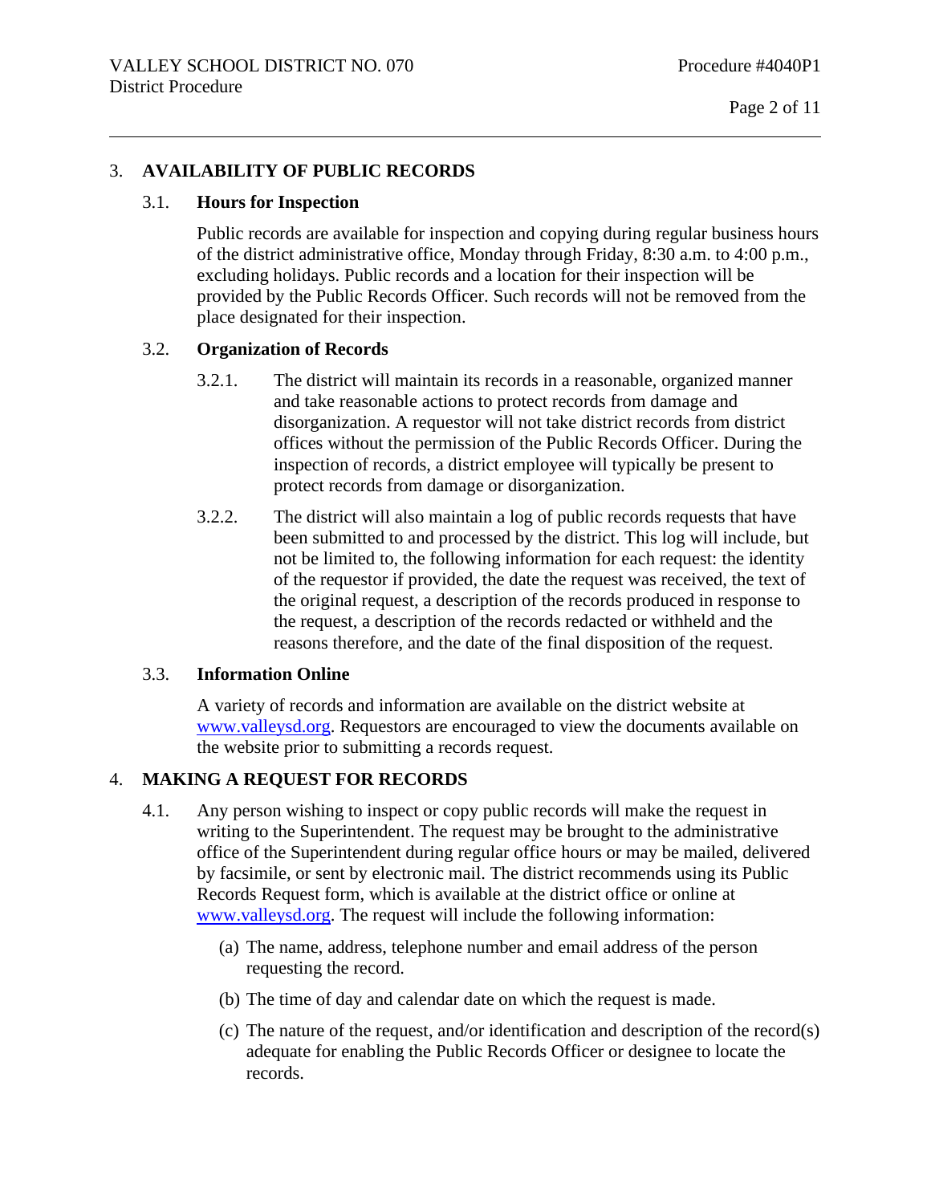## 3. AVAILABILITY OF PUBLIC RECORDS

### 3.1. Hours for Inspection

Public records are available for inspection and copying during regular business hours of the district administrative office, Monday through Friday, 8:30 a.m. to 4:00 p.m., excluding holidays. Public records and a location for their inspection will be provided by the Public Records Officer. Such records will not be removed from the place designated for their inspection.

### 3.2. Organization of Records

3.2.1. The district will maintain its records in a reasonable, organized manner and take reasonable actions to protect records from damage and disorganization. A requestor will not take district records from district offices without the permission of the Public Records Officer. During the inspection of records, a district employee will typically be present to protect records from damage or disorganization.

3.2.2. The district will also maintain a log of public records requests that have been submitted to and processed by the district. This log will include, but not be limited to, the following information for each request: the identity of the requestor if provided, the date the request was received, the text of the original request, a description of the records produced in response to the request, a description of the records redacted or withheld and the reasons therefore, and the date of the final disposition of the request.

### 3.3. Information Online

A variety of records and information are available on the district website at [www.valleysd.org](http://www.valleysd.org). Requestors are encouraged to view the documents available on the website prior to submitting a records request.

## 4. MAKING A REQUEST FOR RECORDS

4.1. Any person wishing to inspect or copy public records will make the request in writing to the Superintendent. The request may be brought to the administrative office of the Superintendent during regular office hours or may be mailed, delivered by facsimile, or sent by electronic mail. The district recommends using its Public Records Request form, which is available at the district office or online at [www.valleysd.org](http://www.valleysd.org). The request will include the following information:

(a) The name, address, telephone number and email address of the person requesting the record.

(b) The time of day and calendar date on which the request is made.

(c) The nature of the request, and/or identification and description of the record(s) adequate for enabling the Public Records Officer or designee to locate the records.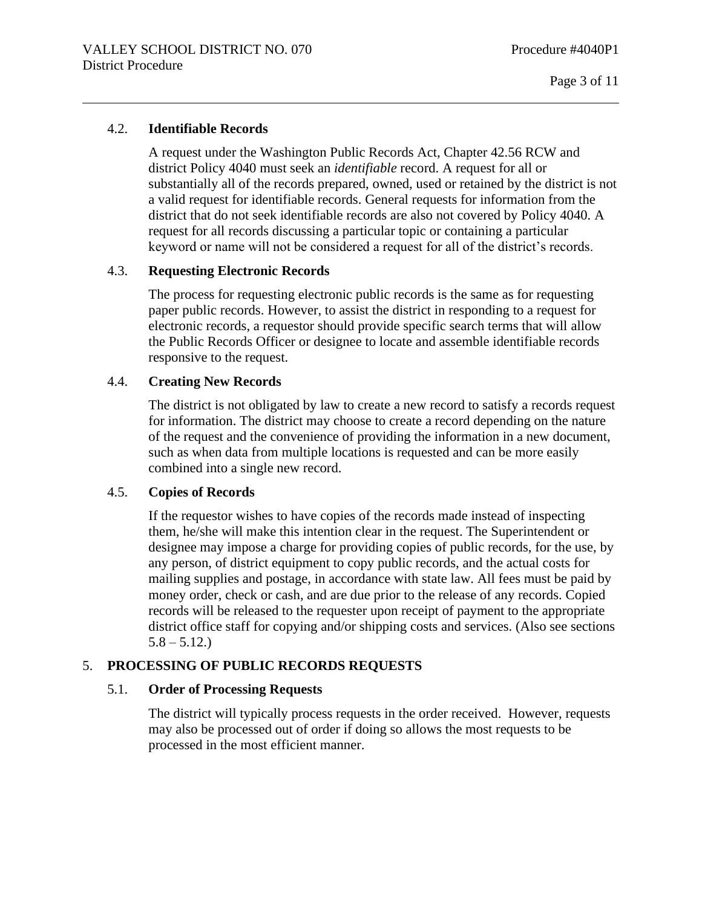### 4.2. **Identifiable Records**

A request under the Washington Public Records Act, Chapter 42.56 RCW and district Policy 4040 must seek an *identifiable* record. A request for all or substantially all of the records prepared, owned, used or retained by the district is not a valid request for identifiable records. General requests for information from the district that do not seek identifiable records are also not covered by Policy 4040. A request for all records discussing a particular topic or containing a particular keyword or name will not be considered a request for all of the district's records.

### 4.3. **Requesting Electronic Records**

The process for requesting electronic public records is the same as for requesting paper public records. However, to assist the district in responding to a request for electronic records, a requestor should provide specific search terms that will allow the Public Records Officer or designee to locate and assemble identifiable records responsive to the request.

### 4.4. **Creating New Records**

The district is not obligated by law to create a new record to satisfy a records request for information. The district may choose to create a record depending on the nature of the request and the convenience of providing the information in a new document, such as when data from multiple locations is requested and can be more easily combined into a single new record.

### 4.5. **Copies of Records**

If the requestor wishes to have copies of the records made instead of inspecting them, he/she will make this intention clear in the request. The Superintendent or designee may impose a charge for providing copies of public records, for the use, by any person, of district equipment to copy public records, and the actual costs for mailing supplies and postage, in accordance with state law. All fees must be paid by money order, check or cash, and are due prior to the release of any records. Copied records will be released to the requester upon receipt of payment to the appropriate district office staff for copying and/or shipping costs and services. (Also see sections 5.8 – 5.12.)

## 5. **PROCESSING OF PUBLIC RECORDS REQUESTS**

### 5.1. **Order of Processing Requests**

The district will typically process requests in the order received. However, requests may also be processed out of order if doing so allows the most requests to be processed in the most efficient manner.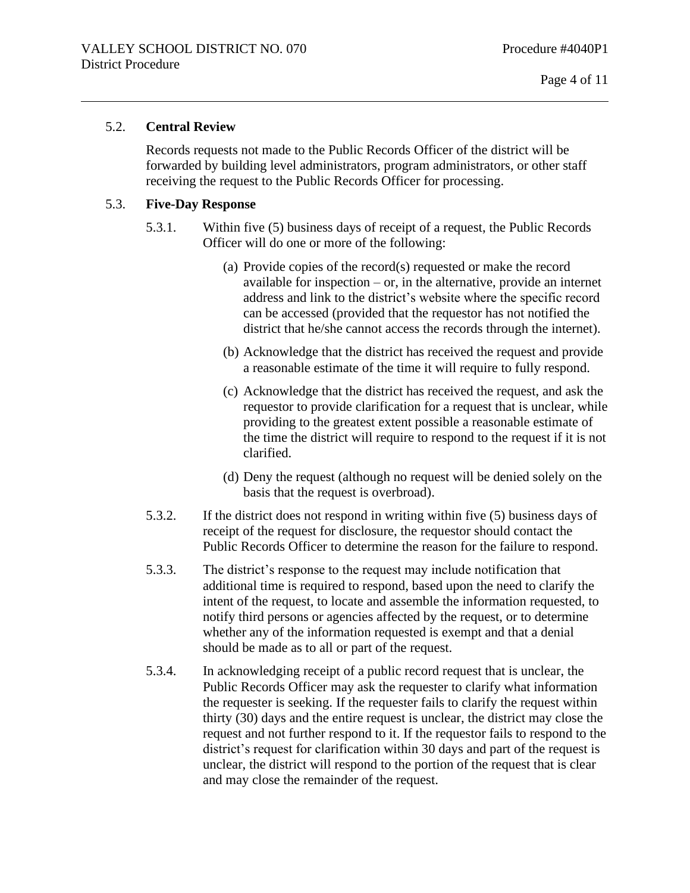### 5.2. Central Review

Records requests not made to the Public Records Officer of the district will be forwarded by building level administrators, program administrators, or other staff receiving the request to the Public Records Officer for processing.

### 5.3. Five-Day Response

5.3.1. Within five (5) business days of receipt of a request, the Public Records Officer will do one or more of the following:

(a) Provide copies of the record(s) requested or make the record available for inspection – or, in the alternative, provide an internet address and link to the district's website where the specific record can be accessed (provided that the requestor has not notified the district that he/she cannot access the records through the internet).

(b) Acknowledge that the district has received the request and provide a reasonable estimate of the time it will require to fully respond.

(c) Acknowledge that the district has received the request, and ask the requestor to provide clarification for a request that is unclear, while providing to the greatest extent possible a reasonable estimate of the time the district will require to respond to the request if it is not clarified.

(d) Deny the request (although no request will be denied solely on the basis that the request is overbroad).

5.3.2. If the district does not respond in writing within five (5) business days of receipt of the request for disclosure, the requestor should contact the Public Records Officer to determine the reason for the failure to respond.

5.3.3. The district's response to the request may include notification that additional time is required to respond, based upon the need to clarify the intent of the request, to locate and assemble the information requested, to notify third persons or agencies affected by the request, or to determine whether any of the information requested is exempt and that a denial should be made as to all or part of the request.

5.3.4. In acknowledging receipt of a public record request that is unclear, the Public Records Officer may ask the requester to clarify what information the requester is seeking. If the requester fails to clarify the request within thirty (30) days and the entire request is unclear, the district may close the request and not further respond to it. If the requestor fails to respond to the district's request for clarification within 30 days and part of the request is unclear, the district will respond to the portion of the request that is clear and may close the remainder of the request.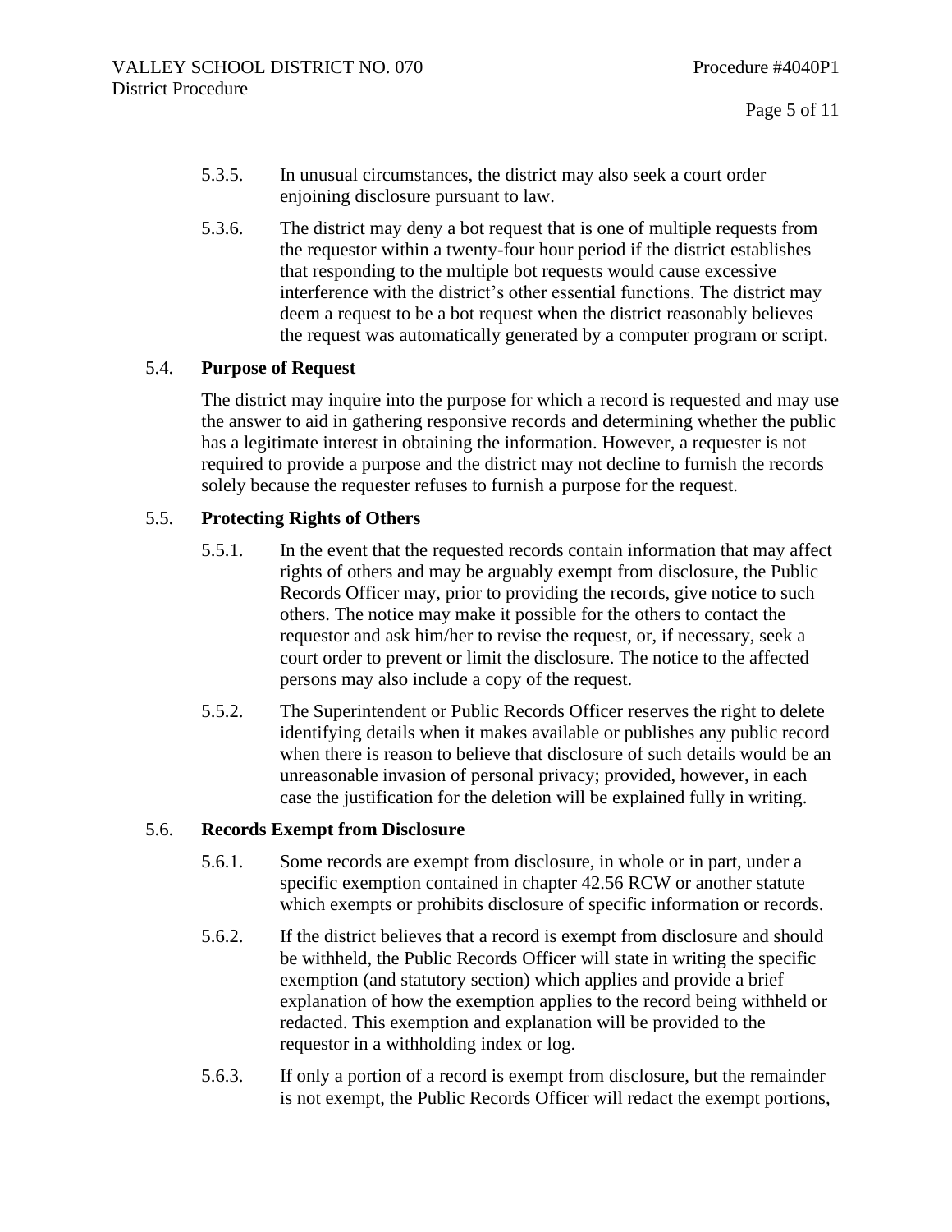5.3.5. In unusual circumstances, the district may also seek a court order enjoining disclosure pursuant to law.

5.3.6. The district may deny a bot request that is one of multiple requests from the requestor within a twenty-four hour period if the district establishes that responding to the multiple bot requests would cause excessive interference with the district's other essential functions. The district may deem a request to be a bot request when the district reasonably believes the request was automatically generated by a computer program or script.

### 5.4. Purpose of Request

The district may inquire into the purpose for which a record is requested and may use the answer to aid in gathering responsive records and determining whether the public has a legitimate interest in obtaining the information. However, a requester is not required to provide a purpose and the district may not decline to furnish the records solely because the requester refuses to furnish a purpose for the request.

### 5.5. Protecting Rights of Others

5.5.1. In the event that the requested records contain information that may affect rights of others and may be arguably exempt from disclosure, the Public Records Officer may, prior to providing the records, give notice to such others. The notice may make it possible for the others to contact the requestor and ask him/her to revise the request, or, if necessary, seek a court order to prevent or limit the disclosure. The notice to the affected persons may also include a copy of the request.

5.5.2. The Superintendent or Public Records Officer reserves the right to delete identifying details when it makes available or publishes any public record when there is reason to believe that disclosure of such details would be an unreasonable invasion of personal privacy; provided, however, in each case the justification for the deletion will be explained fully in writing.

### 5.6. Records Exempt from Disclosure

5.6.1. Some records are exempt from disclosure, in whole or in part, under a specific exemption contained in chapter 42.56 RCW or another statute which exempts or prohibits disclosure of specific information or records.

5.6.2. If the district believes that a record is exempt from disclosure and should be withheld, the Public Records Officer will state in writing the specific exemption (and statutory section) which applies and provide a brief explanation of how the exemption applies to the record being withheld or redacted. This exemption and explanation will be provided to the requestor in a withholding index or log.

5.6.3. If only a portion of a record is exempt from disclosure, but the remainder is not exempt, the Public Records Officer will redact the exempt portions,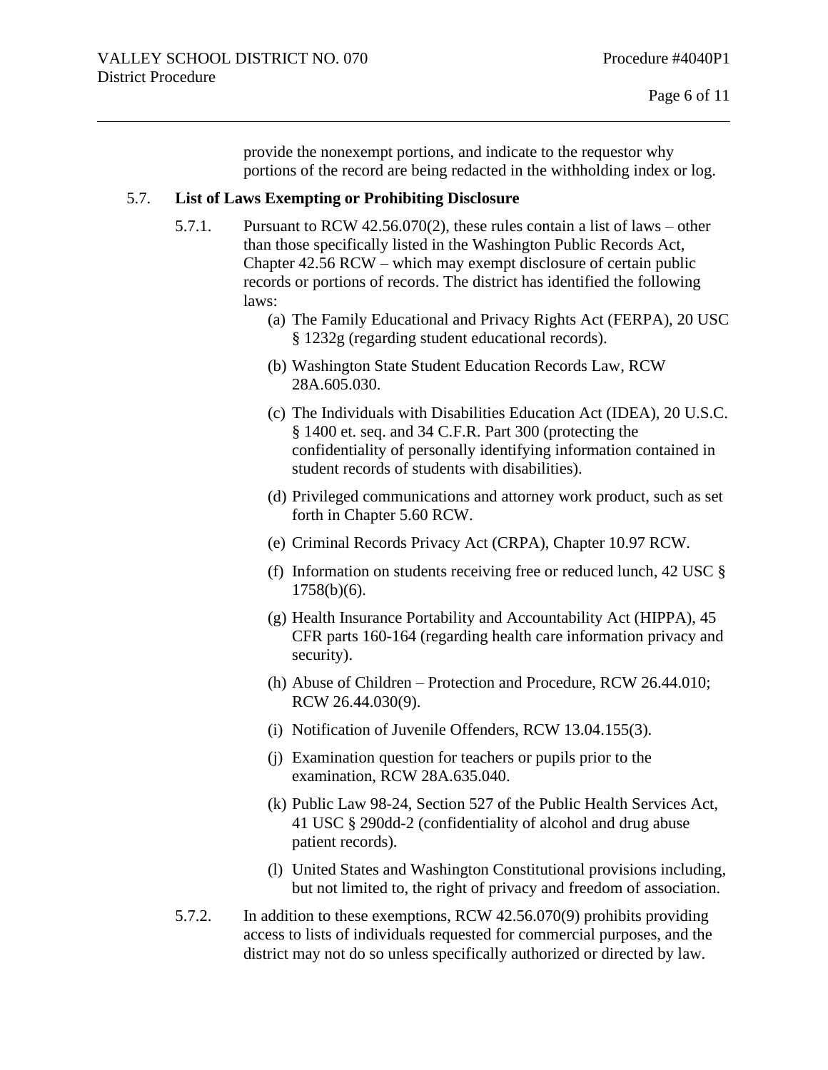provide the nonexempt portions, and indicate to the requestor why portions of the record are being redacted in the withholding index or log.

5.7. **List of Laws Exempting or Prohibiting Disclosure**

5.7.1. Pursuant to RCW 42.56.070(2), these rules contain a list of laws – other than those specifically listed in the Washington Public Records Act, Chapter 42.56 RCW – which may exempt disclosure of certain public records or portions of records. The district has identified the following laws:

(a) The Family Educational and Privacy Rights Act (FERPA), 20 USC § 1232g (regarding student educational records).

(b) Washington State Student Education Records Law, RCW 28A.605.030.

(c) The Individuals with Disabilities Education Act (IDEA), 20 U.S.C. § 1400 et. seq. and 34 C.F.R. Part 300 (protecting the confidentiality of personally identifying information contained in student records of students with disabilities).

(d) Privileged communications and attorney work product, such as set forth in Chapter 5.60 RCW.

(e) Criminal Records Privacy Act (CRPA), Chapter 10.97 RCW.

(f) Information on students receiving free or reduced lunch, 42 USC § 1758(b)(6).

(g) Health Insurance Portability and Accountability Act (HIPPA), 45 CFR parts 160-164 (regarding health care information privacy and security).

(h) Abuse of Children – Protection and Procedure, RCW 26.44.010; RCW 26.44.030(9).

(i) Notification of Juvenile Offenders, RCW 13.04.155(3).

(j) Examination question for teachers or pupils prior to the examination, RCW 28A.635.040.

(k) Public Law 98-24, Section 527 of the Public Health Services Act, 41 USC § 290dd-2 (confidentiality of alcohol and drug abuse patient records).

(l) United States and Washington Constitutional provisions including, but not limited to, the right of privacy and freedom of association.

5.7.2. In addition to these exemptions, RCW 42.56.070(9) prohibits providing access to lists of individuals requested for commercial purposes, and the district may not do so unless specifically authorized or directed by law.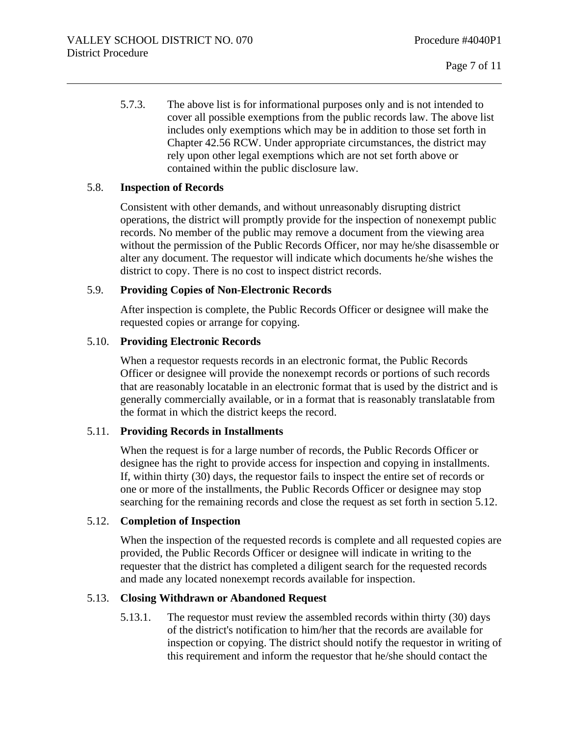5.7.3. The above list is for informational purposes only and is not intended to cover all possible exemptions from the public records law. The above list includes only exemptions which may be in addition to those set forth in Chapter 42.56 RCW. Under appropriate circumstances, the district may rely upon other legal exemptions which are not set forth above or contained within the public disclosure law.

5.8. **Inspection of Records**

Consistent with other demands, and without unreasonably disrupting district operations, the district will promptly provide for the inspection of nonexempt public records. No member of the public may remove a document from the viewing area without the permission of the Public Records Officer, nor may he/she disassemble or alter any document. The requestor will indicate which documents he/she wishes the district to copy. There is no cost to inspect district records.

5.9. **Providing Copies of Non-Electronic Records**

After inspection is complete, the Public Records Officer or designee will make the requested copies or arrange for copying.

5.10. **Providing Electronic Records**

When a requestor requests records in an electronic format, the Public Records Officer or designee will provide the nonexempt records or portions of such records that are reasonably locatable in an electronic format that is used by the district and is generally commercially available, or in a format that is reasonably translatable from the format in which the district keeps the record.

5.11. **Providing Records in Installments**

When the request is for a large number of records, the Public Records Officer or designee has the right to provide access for inspection and copying in installments. If, within thirty (30) days, the requestor fails to inspect the entire set of records or one or more of the installments, the Public Records Officer or designee may stop searching for the remaining records and close the request as set forth in section 5.12.

5.12. **Completion of Inspection**

When the inspection of the requested records is complete and all requested copies are provided, the Public Records Officer or designee will indicate in writing to the requester that the district has completed a diligent search for the requested records and made any located nonexempt records available for inspection.

5.13. **Closing Withdrawn or Abandoned Request**

5.13.1. The requestor must review the assembled records within thirty (30) days of the district's notification to him/her that the records are available for inspection or copying. The district should notify the requestor in writing of this requirement and inform the requestor that he/she should contact the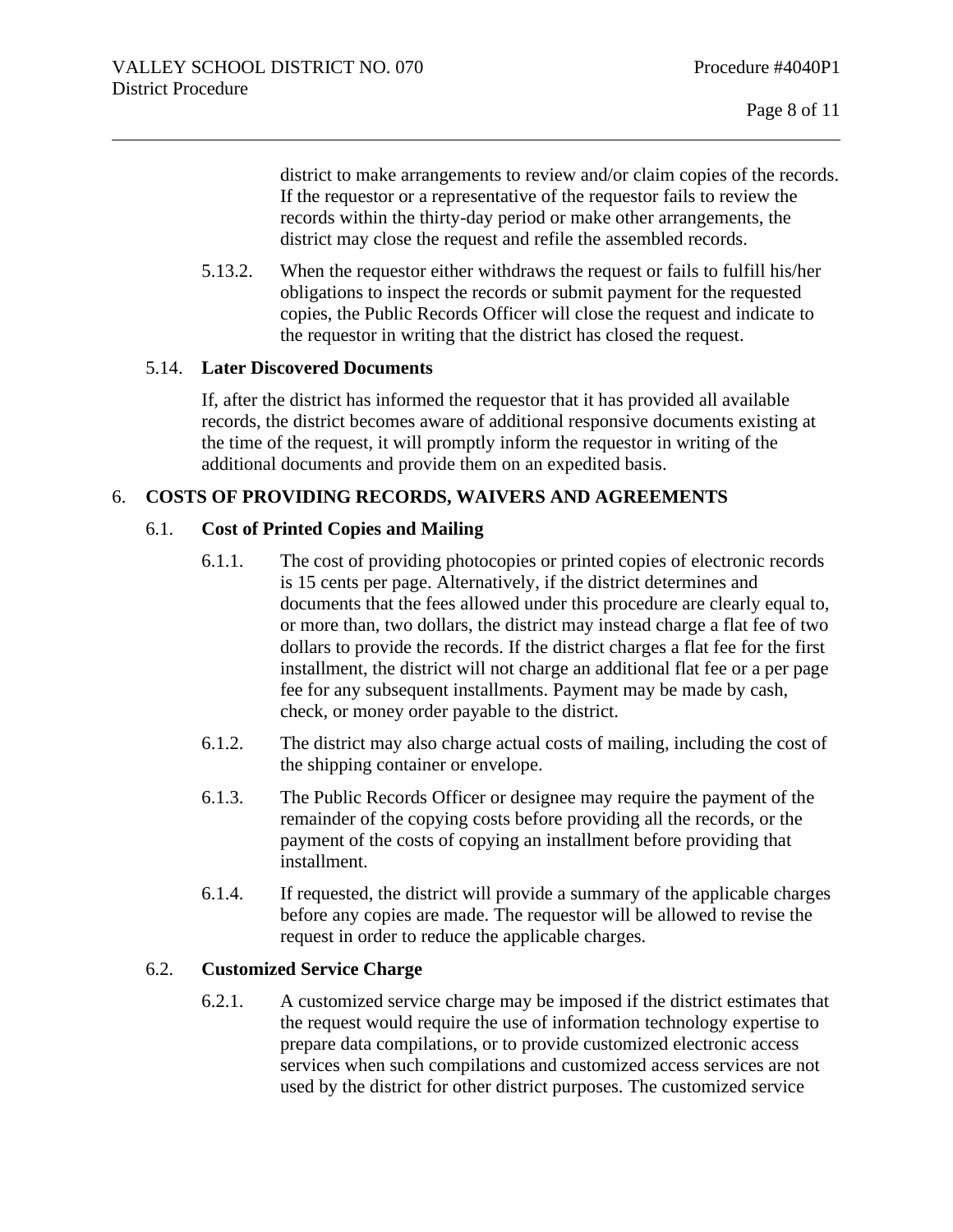district to make arrangements to review and/or claim copies of the records. If the requestor or a representative of the requestor fails to review the records within the thirty-day period or make other arrangements, the district may close the request and refile the assembled records.

5.13.2. When the requestor either withdraws the request or fails to fulfill his/her obligations to inspect the records or submit payment for the requested copies, the Public Records Officer will close the request and indicate to the requestor in writing that the district has closed the request.

### 5.14. Later Discovered Documents

If, after the district has informed the requestor that it has provided all available records, the district becomes aware of additional responsive documents existing at the time of the request, it will promptly inform the requestor in writing of the additional documents and provide them on an expedited basis.

## 6. COSTS OF PROVIDING RECORDS, WAIVERS AND AGREEMENTS

### 6.1. Cost of Printed Copies and Mailing

6.1.1. The cost of providing photocopies or printed copies of electronic records is 15 cents per page. Alternatively, if the district determines and documents that the fees allowed under this procedure are clearly equal to, or more than, two dollars, the district may instead charge a flat fee of two dollars to provide the records. If the district charges a flat fee for the first installment, the district will not charge an additional flat fee or a per page fee for any subsequent installments. Payment may be made by cash, check, or money order payable to the district.

6.1.2. The district may also charge actual costs of mailing, including the cost of the shipping container or envelope.

6.1.3. The Public Records Officer or designee may require the payment of the remainder of the copying costs before providing all the records, or the payment of the costs of copying an installment before providing that installment.

6.1.4. If requested, the district will provide a summary of the applicable charges before any copies are made. The requestor will be allowed to revise the request in order to reduce the applicable charges.

### 6.2. Customized Service Charge

6.2.1. A customized service charge may be imposed if the district estimates that the request would require the use of information technology expertise to prepare data compilations, or to provide customized electronic access services when such compilations and customized access services are not used by the district for other district purposes. The customized service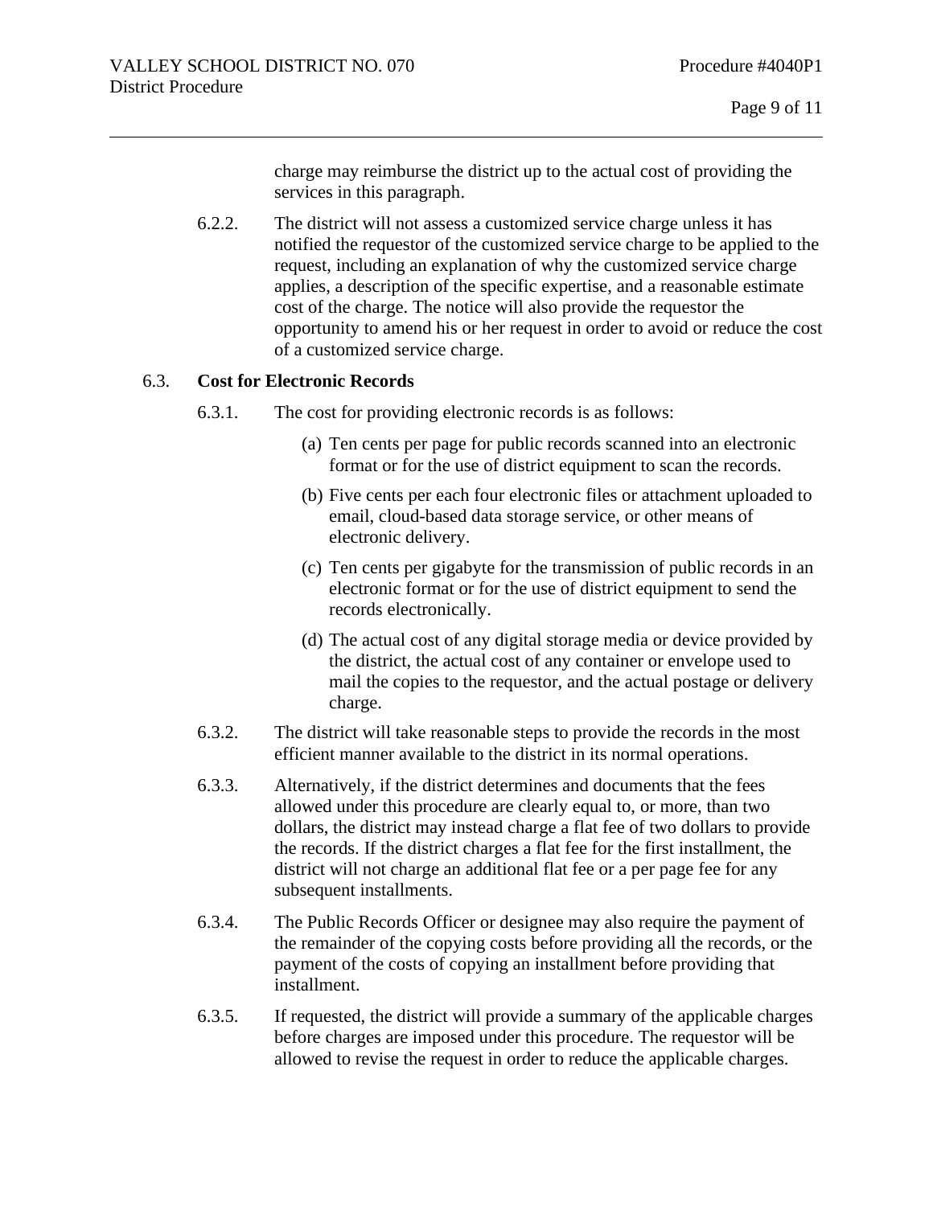charge may reimburse the district up to the actual cost of providing the services in this paragraph.

6.2.2. The district will not assess a customized service charge unless it has notified the requestor of the customized service charge to be applied to the request, including an explanation of why the customized service charge applies, a description of the specific expertise, and a reasonable estimate cost of the charge. The notice will also provide the requestor the opportunity to amend his or her request in order to avoid or reduce the cost of a customized service charge.

6.3. **Cost for Electronic Records**

6.3.1. The cost for providing electronic records is as follows:

(a) Ten cents per page for public records scanned into an electronic format or for the use of district equipment to scan the records.

(b) Five cents per each four electronic files or attachment uploaded to email, cloud-based data storage service, or other means of electronic delivery.

(c) Ten cents per gigabyte for the transmission of public records in an electronic format or for the use of district equipment to send the records electronically.

(d) The actual cost of any digital storage media or device provided by the district, the actual cost of any container or envelope used to mail the copies to the requestor, and the actual postage or delivery charge.

6.3.2. The district will take reasonable steps to provide the records in the most efficient manner available to the district in its normal operations.

6.3.3. Alternatively, if the district determines and documents that the fees allowed under this procedure are clearly equal to, or more, than two dollars, the district may instead charge a flat fee of two dollars to provide the records. If the district charges a flat fee for the first installment, the district will not charge an additional flat fee or a per page fee for any subsequent installments.

6.3.4. The Public Records Officer or designee may also require the payment of the remainder of the copying costs before providing all the records, or the payment of the costs of copying an installment before providing that installment.

6.3.5. If requested, the district will provide a summary of the applicable charges before charges are imposed under this procedure. The requestor will be allowed to revise the request in order to reduce the applicable charges.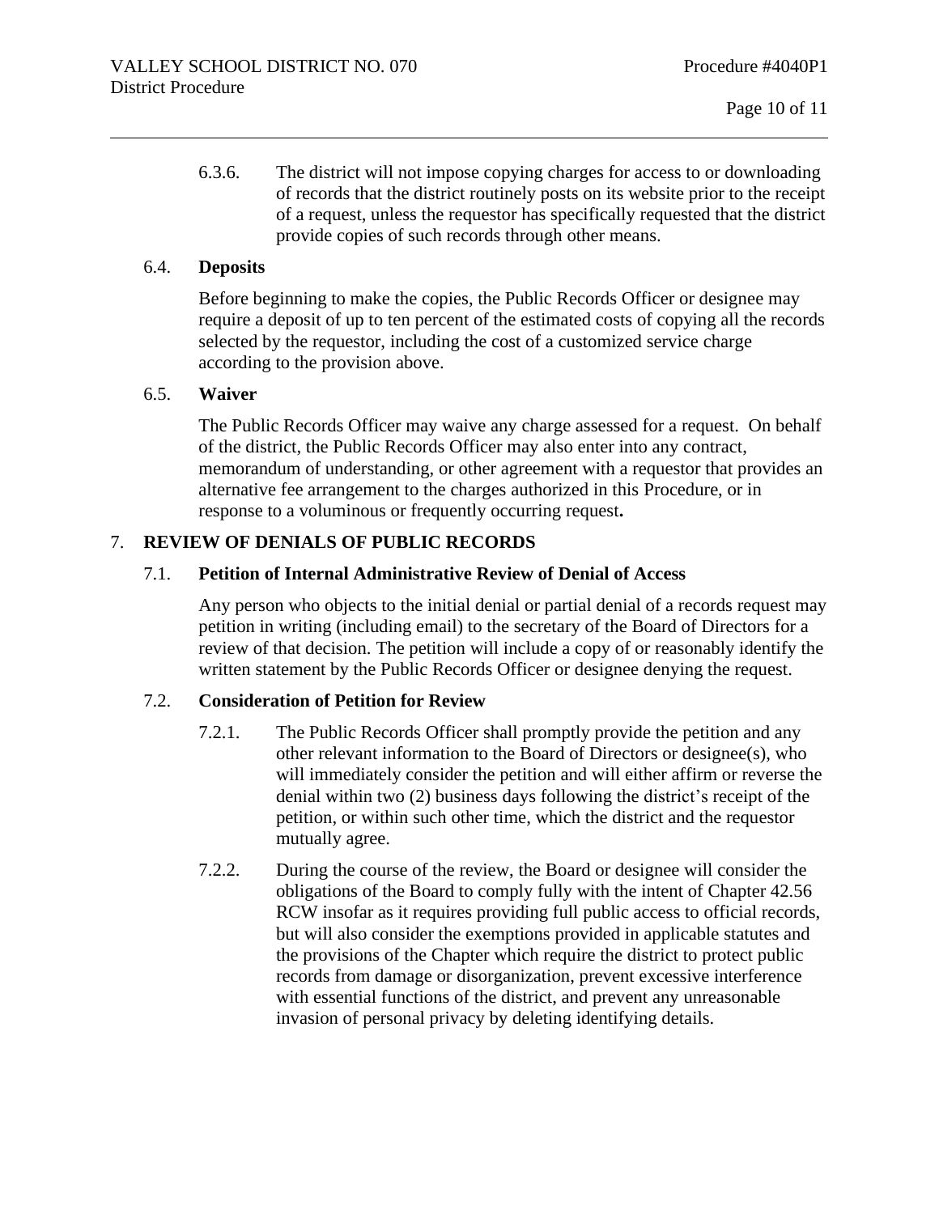6.3.6. The district will not impose copying charges for access to or downloading of records that the district routinely posts on its website prior to the receipt of a request, unless the requestor has specifically requested that the district provide copies of such records through other means.

### 6.4. **Deposits**

Before beginning to make the copies, the Public Records Officer or designee may require a deposit of up to ten percent of the estimated costs of copying all the records selected by the requestor, including the cost of a customized service charge according to the provision above.

### 6.5. **Waiver**

The Public Records Officer may waive any charge assessed for a request. On behalf of the district, the Public Records Officer may also enter into any contract, memorandum of understanding, or other agreement with a requestor that provides an alternative fee arrangement to the charges authorized in this Procedure, or in response to a voluminous or frequently occurring request**.**

## 7. **REVIEW OF DENIALS OF PUBLIC RECORDS**

### 7.1. **Petition of Internal Administrative Review of Denial of Access**

Any person who objects to the initial denial or partial denial of a records request may petition in writing (including email) to the secretary of the Board of Directors for a review of that decision. The petition will include a copy of or reasonably identify the written statement by the Public Records Officer or designee denying the request.

### 7.2. **Consideration of Petition for Review**

7.2.1. The Public Records Officer shall promptly provide the petition and any other relevant information to the Board of Directors or designee(s), who will immediately consider the petition and will either affirm or reverse the denial within two (2) business days following the district's receipt of the petition, or within such other time, which the district and the requestor mutually agree.

7.2.2. During the course of the review, the Board or designee will consider the obligations of the Board to comply fully with the intent of Chapter 42.56 RCW insofar as it requires providing full public access to official records, but will also consider the exemptions provided in applicable statutes and the provisions of the Chapter which require the district to protect public records from damage or disorganization, prevent excessive interference with essential functions of the district, and prevent any unreasonable invasion of personal privacy by deleting identifying details.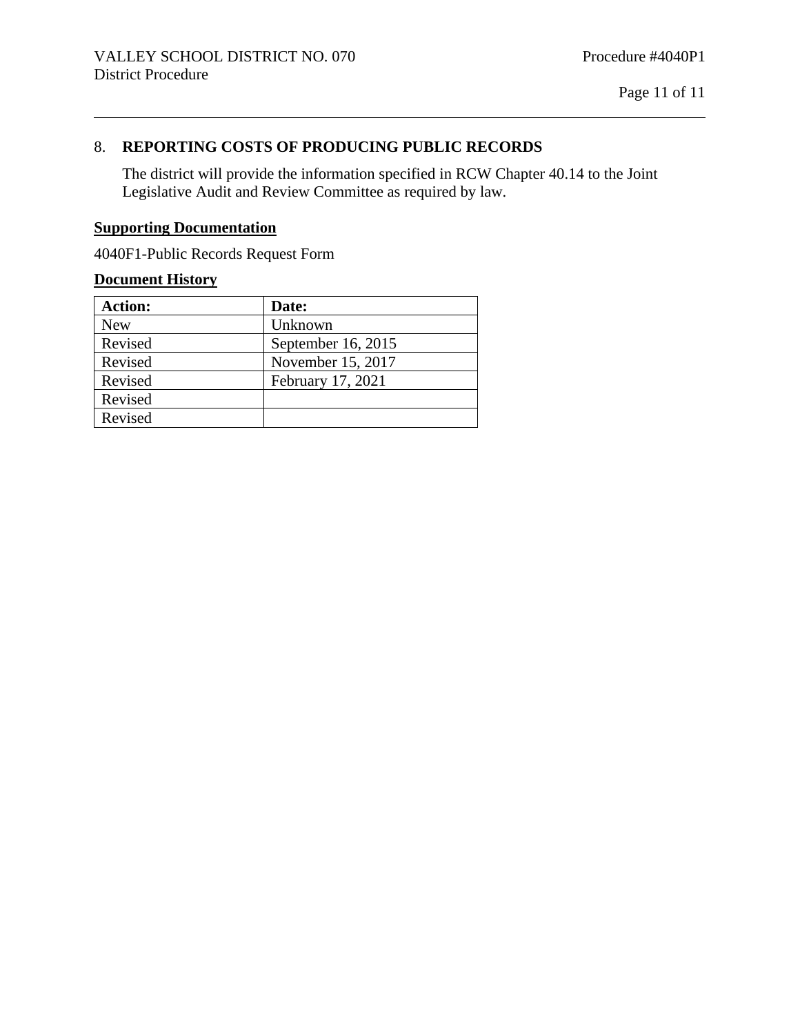## 8. REPORTING COSTS OF PRODUCING PUBLIC RECORDS

The district will provide the information specified in RCW Chapter 40.14 to the Joint Legislative Audit and Review Committee as required by law.

**Supporting Documentation**

4040F1-Public Records Request Form

**Document History**

| Action: | Date: |
|---|---|
| New | Unknown |
| Revised | September 16, 2015 |
| Revised | November 15, 2017 |
| Revised | February 17, 2021 |
| Revised | |
| Revised | |